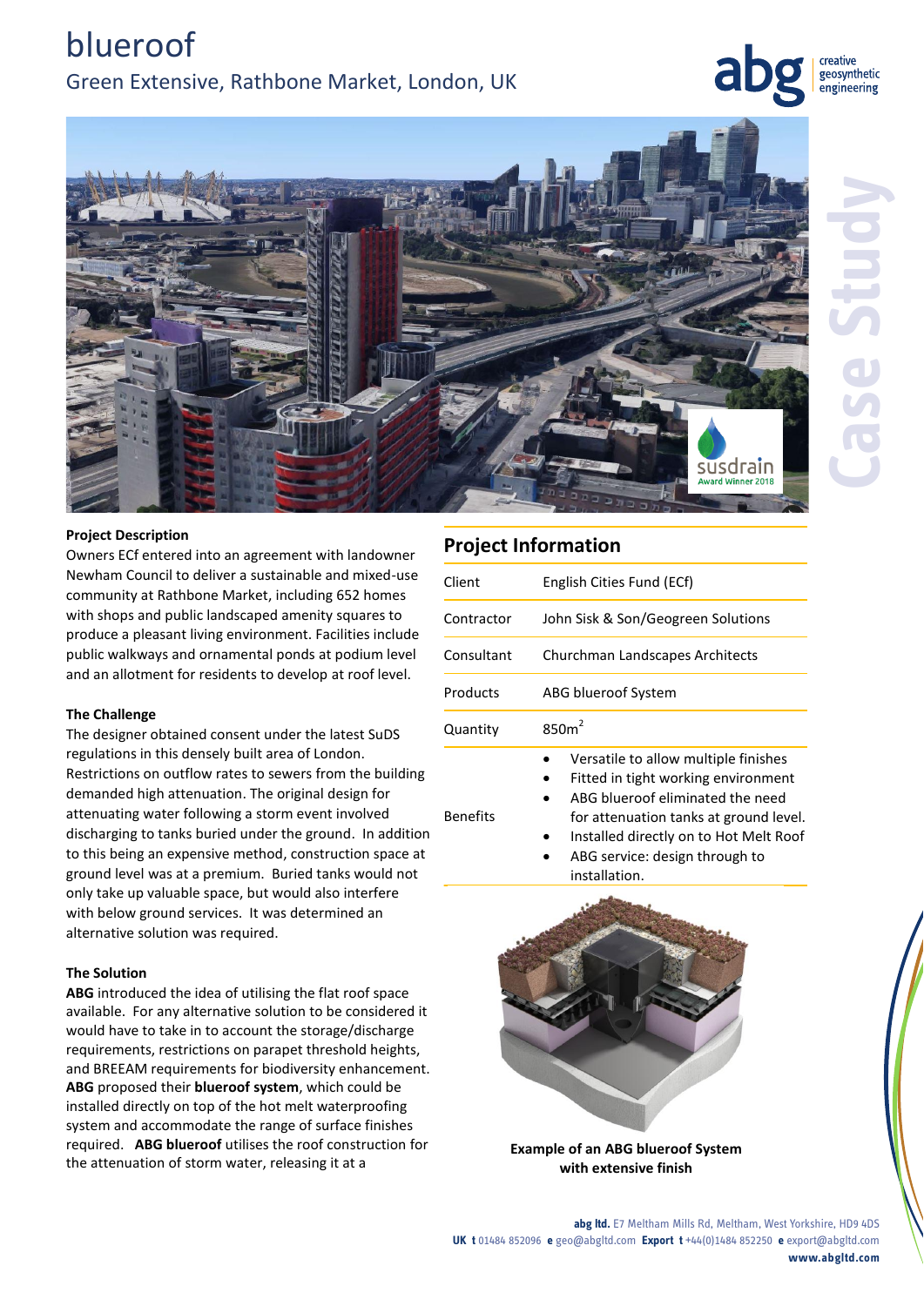# blueroof

## Green Extensive, Rathbone Market, London, UK

### Project Description

Owners ECf entered into an agreement with landowner Newham Council to deliver a sustainable and mixed-use community at Rathbone Market, including 652 homes with shops and public landscaped amenity squares to produce a pleasant living environment. Facilities include public walkways and ornamental ponds at podium level and an allotment for residents to develop at roof level.

### The Challenge

The designer obtained consent under the latest SuDS regulations in this densely built area of London. Restrictions on outflow rates to sewers from the building demanded high attenuation. The original design for attenuating water following a storm event involved discharging to tanks buried under the ground. In addition to this being an expensive method, construction space at ground level was at a premium. Buried tanks would not only take up valuable space, but would also interfere with below ground services. It was determined an alternative solution was required.

### The Solution

**ABG** introduced the idea of utilising the flat roof space available. For any alternative solution to be considered it would have to take in to account the storage/discharge requirements, restrictions on parapet threshold heights, and BREEAM requirements for biodiversity enhancement. **ABG** proposed their **blueroof system**, which could be installed directly on top of the hot melt waterproofing system and accommodate the range of surface finishes required. **ABG blueroof** utilises the roof construction for the attenuation of storm water, releasing it at a

## Project Information

| | |
|---|---|
| Client | English Cities Fund (ECf) |
| Contractor | John Sisk & Son/Geogreen Solutions |
| Consultant | Churchman Landscapes Architects |
| Products | ABG blueroof System |
| Quantity | 850m$^2$ |
| Benefits | • Versatile to allow multiple finishes<br>• Fitted in tight working environment<br>• ABG blueroof eliminated the need for attenuation tanks at ground level.<br>• Installed directly on to Hot Melt Roof<br>• ABG service: design through to installation. |

**Example of an ABG blueroof System with extensive finish**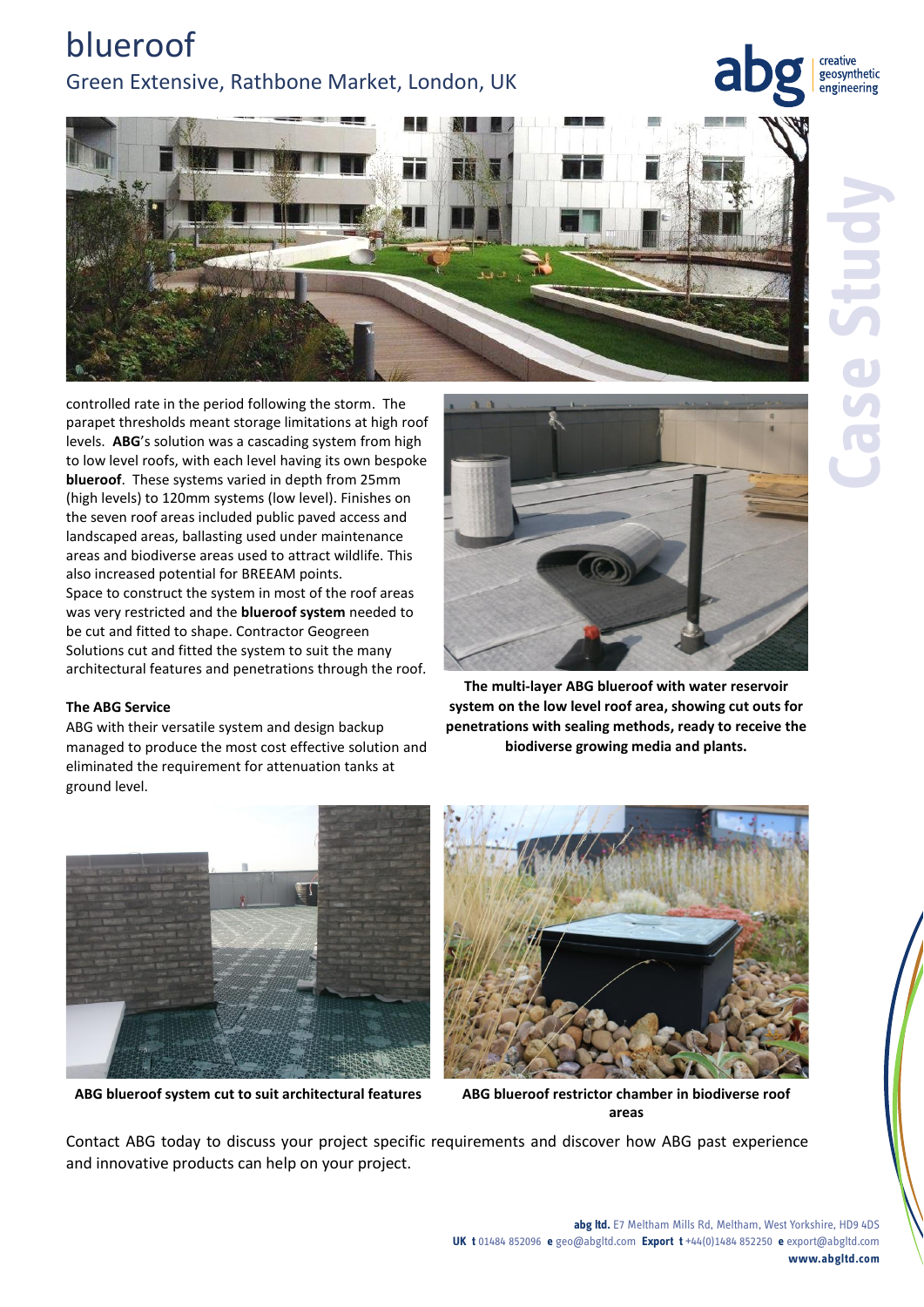# blueroof

## Green Extensive, Rathbone Market, London, UK

controlled rate in the period following the storm. The parapet thresholds meant storage limitations at high roof levels. **ABG**'s solution was a cascading system from high to low level roofs, with each level having its own bespoke **blueroof**. These systems varied in depth from 25mm (high levels) to 120mm systems (low level). Finishes on the seven roof areas included public paved access and landscaped areas, ballasting used under maintenance areas and biodiverse areas used to attract wildlife. This also increased potential for BREEAM points.
Space to construct the system in most of the roof areas was very restricted and the **blueroof system** needed to be cut and fitted to shape. Contractor Geogreen Solutions cut and fitted the system to suit the many architectural features and penetrations through the roof.

**The multi-layer ABG blueroof with water reservoir system on the low level roof area, showing cut outs for penetrations with sealing methods, ready to receive the biodiverse growing media and plants.**

### The ABG Service

ABG with their versatile system and design backup managed to produce the most cost effective solution and eliminated the requirement for attenuation tanks at ground level.

**ABG blueroof system cut to suit architectural features**

**ABG blueroof restrictor chamber in biodiverse roof areas**

Contact ABG today to discuss your project specific requirements and discover how ABG past experience and innovative products can help on your project.

**abg ltd.** E7 Meltham Mills Rd, Meltham, West Yorkshire, HD9 4DS
**UK t** 01484 852096 **e** geo@abgltd.com **Export t** +44(0)1484 852250 **e** export@abgltd.com
**www.abgltd.com**